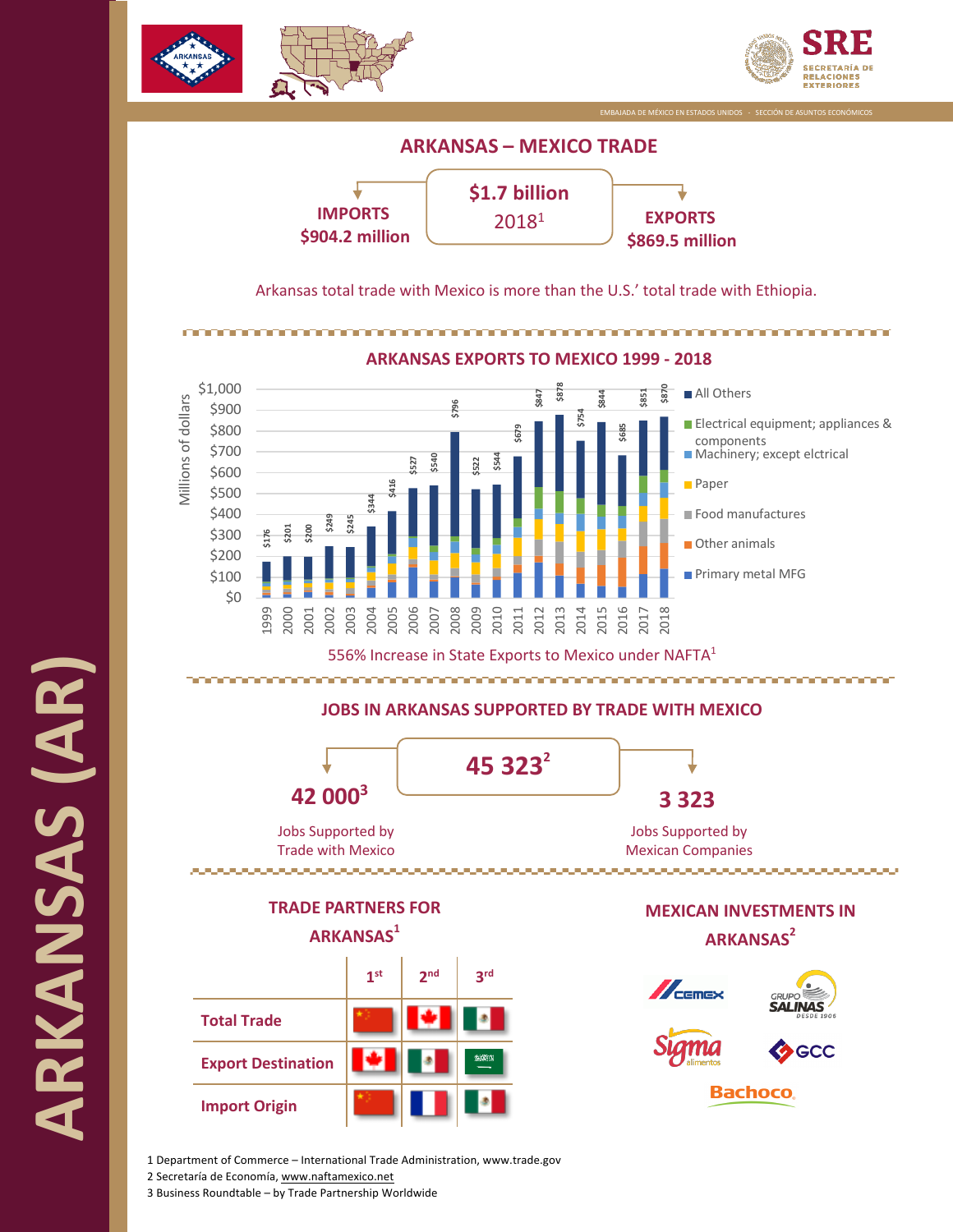# ARKANSAS (AR)

EMBAJADA DE MÉXICO EN ESTADOS UNIDOS - SECCIÓN DE ASUNTOS ECONÓMICOS

## ARKANSAS – MEXICO TRADE

**$1.7 billion**
2018[1]

**IMPORTS**
**$904.2 million**

**EXPORTS**
**$869.5 million**

Arkansas total trade with Mexico is more than the U.S.' total trade with Ethiopia.

## ARKANSAS EXPORTS TO MEXICO 1999 - 2018

Millions of dollars

| Year | Total |
|---|---|
| 1999 | $176 |
| 2000 | $201 |
| 2001 | $200 |
| 2002 | $249 |
| 2003 | $245 |
| 2004 | $344 |
| 2005 | $416 |
| 2006 | $527 |
| 2007 | $540 |
| 2008 | $796 |
| 2009 | $522 |
| 2010 | $544 |
| 2011 | $679 |
| 2012 | $847 |
| 2013 | $878 |
| 2014 | $754 |
| 2015 | $844 |
| 2016 | $685 |
| 2017 | $851 |
| 2018 | $870 |

Legend: All Others; Electrical equipment; appliances & components; Machinery; except elctrical; Paper; Food manufactures; Other animals; Primary metal MFG

556% Increase in State Exports to Mexico under NAFTA[1]

## JOBS IN ARKANSAS SUPPORTED BY TRADE WITH MEXICO

**45 323**[2]

**42 000**[3]
Jobs Supported by Trade with Mexico

**3 323**
Jobs Supported by Mexican Companies

## TRADE PARTNERS FOR ARKANSAS[1]

| | 1st | 2nd | 3rd |
|---|---|---|---|
| **Total Trade** | China | Canada | Mexico |
| **Export Destination** | Canada | Mexico | Saudi Arabia |
| **Import Origin** | China | France | Mexico |

## MEXICAN INVESTMENTS IN ARKANSAS[2]

- Cemex
- Grupo Salinas
- Sigma alimentos
- GCC
- Bachoco

1 Department of Commerce – International Trade Administration, www.trade.gov
2 Secretaría de Economía, www.naftamexico.net
3 Business Roundtable – by Trade Partnership Worldwide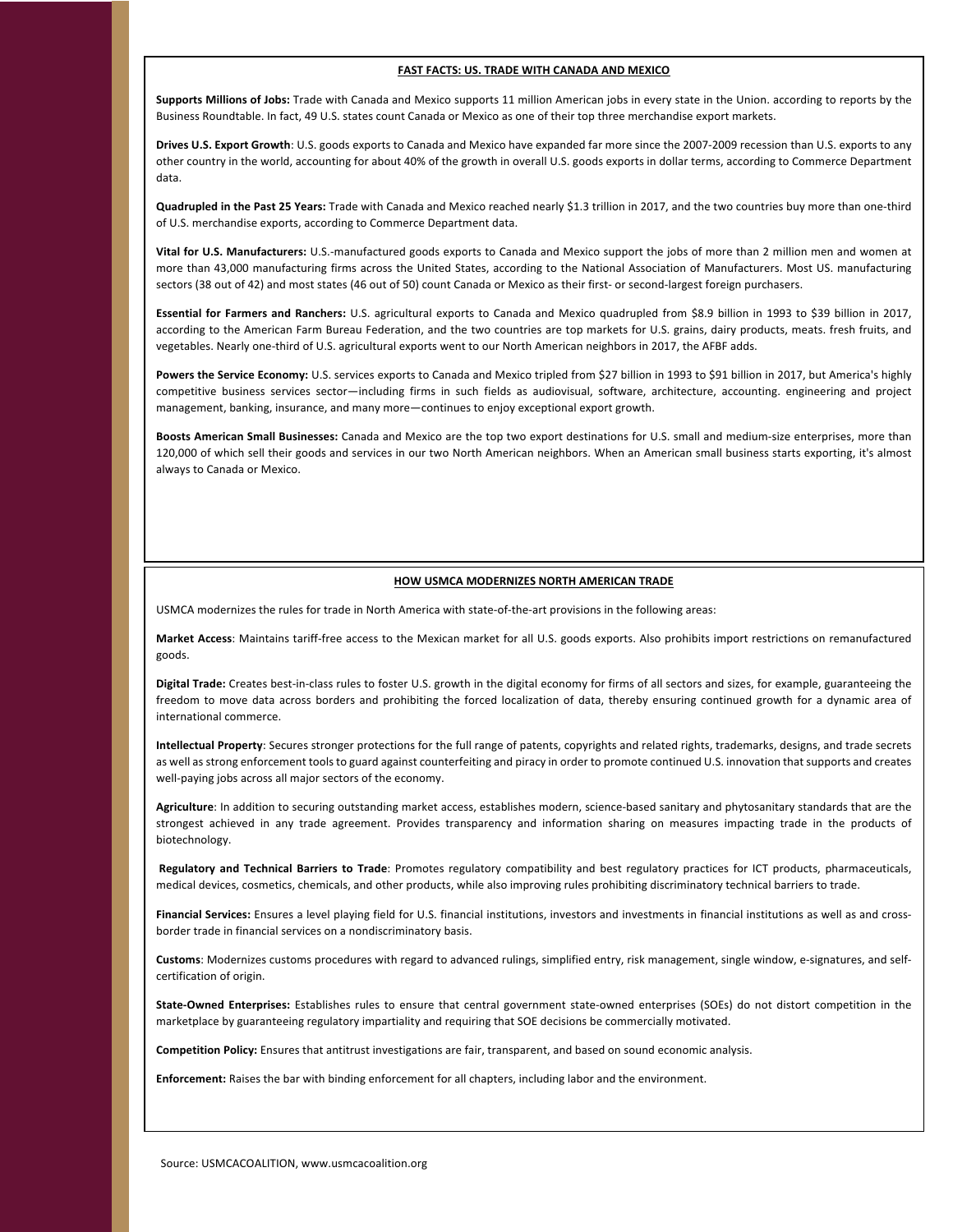## FAST FACTS: US. TRADE WITH CANADA AND MEXICO

**Supports Millions of Jobs:** Trade with Canada and Mexico supports 11 million American jobs in every state in the Union. according to reports by the Business Roundtable. In fact, 49 U.S. states count Canada or Mexico as one of their top three merchandise export markets.

**Drives U.S. Export Growth**: U.S. goods exports to Canada and Mexico have expanded far more since the 2007-2009 recession than U.S. exports to any other country in the world, accounting for about 40% of the growth in overall U.S. goods exports in dollar terms, according to Commerce Department data.

**Quadrupled in the Past 25 Years:** Trade with Canada and Mexico reached nearly $1.3 trillion in 2017, and the two countries buy more than one-third of U.S. merchandise exports, according to Commerce Department data.

**Vital for U.S. Manufacturers:** U.S.-manufactured goods exports to Canada and Mexico support the jobs of more than 2 million men and women at more than 43,000 manufacturing firms across the United States, according to the National Association of Manufacturers. Most US. manufacturing sectors (38 out of 42) and most states (46 out of 50) count Canada or Mexico as their first- or second-largest foreign purchasers.

**Essential for Farmers and Ranchers:** U.S. agricultural exports to Canada and Mexico quadrupled from $8.9 billion in 1993 to $39 billion in 2017, according to the American Farm Bureau Federation, and the two countries are top markets for U.S. grains, dairy products, meats. fresh fruits, and vegetables. Nearly one-third of U.S. agricultural exports went to our North American neighbors in 2017, the AFBF adds.

**Powers the Service Economy:** U.S. services exports to Canada and Mexico tripled from $27 billion in 1993 to $91 billion in 2017, but America's highly competitive business services sector—including firms in such fields as audiovisual, software, architecture, accounting. engineering and project management, banking, insurance, and many more—continues to enjoy exceptional export growth.

**Boosts American Small Businesses:** Canada and Mexico are the top two export destinations for U.S. small and medium-size enterprises, more than 120,000 of which sell their goods and services in our two North American neighbors. When an American small business starts exporting, it's almost always to Canada or Mexico.

## HOW USMCA MODERNIZES NORTH AMERICAN TRADE

USMCA modernizes the rules for trade in North America with state-of-the-art provisions in the following areas:

**Market Access**: Maintains tariff-free access to the Mexican market for all U.S. goods exports. Also prohibits import restrictions on remanufactured goods.

**Digital Trade:** Creates best-in-class rules to foster U.S. growth in the digital economy for firms of all sectors and sizes, for example, guaranteeing the freedom to move data across borders and prohibiting the forced localization of data, thereby ensuring continued growth for a dynamic area of international commerce.

**Intellectual Property**: Secures stronger protections for the full range of patents, copyrights and related rights, trademarks, designs, and trade secrets as well as strong enforcement tools to guard against counterfeiting and piracy in order to promote continued U.S. innovation that supports and creates well-paying jobs across all major sectors of the economy.

**Agriculture**: In addition to securing outstanding market access, establishes modern, science-based sanitary and phytosanitary standards that are the strongest achieved in any trade agreement. Provides transparency and information sharing on measures impacting trade in the products of biotechnology.

**Regulatory and Technical Barriers to Trade**: Promotes regulatory compatibility and best regulatory practices for ICT products, pharmaceuticals, medical devices, cosmetics, chemicals, and other products, while also improving rules prohibiting discriminatory technical barriers to trade.

**Financial Services:** Ensures a level playing field for U.S. financial institutions, investors and investments in financial institutions as well as and cross-border trade in financial services on a nondiscriminatory basis.

**Customs**: Modernizes customs procedures with regard to advanced rulings, simplified entry, risk management, single window, e-signatures, and self-certification of origin.

**State-Owned Enterprises:** Establishes rules to ensure that central government state-owned enterprises (SOEs) do not distort competition in the marketplace by guaranteeing regulatory impartiality and requiring that SOE decisions be commercially motivated.

**Competition Policy:** Ensures that antitrust investigations are fair, transparent, and based on sound economic analysis.

**Enforcement:** Raises the bar with binding enforcement for all chapters, including labor and the environment.

Source: USMCACOALITION, www.usmcacoalition.org